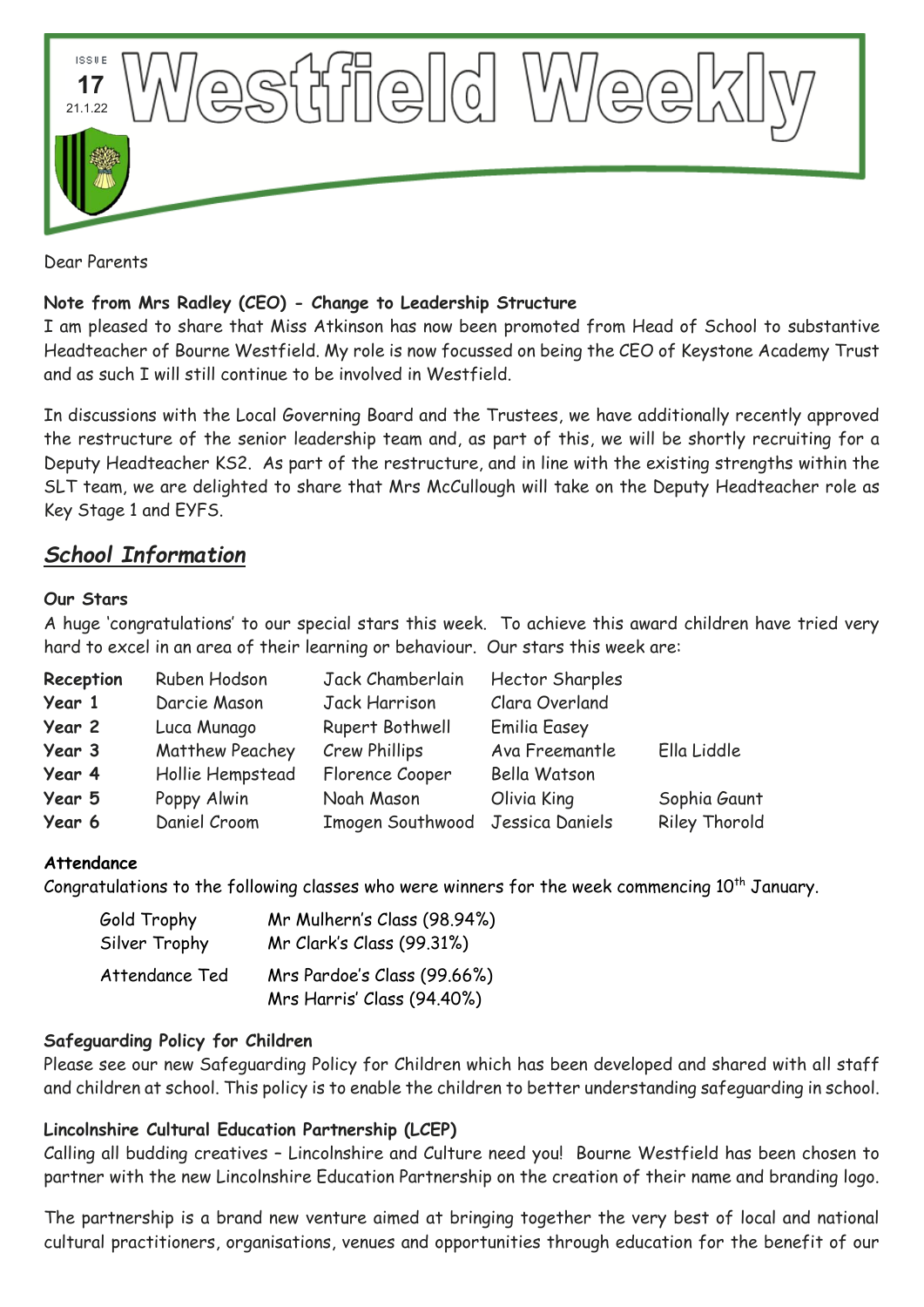ISSUE 17 21.1.22

# Westfield Weekly

Dear Parents

**Note from Mrs Radley (CEO) - Change to Leadership Structure**

I am pleased to share that Miss Atkinson has now been promoted from Head of School to substantive Headteacher of Bourne Westfield. My role is now focussed on being the CEO of Keystone Academy Trust and as such I will still continue to be involved in Westfield.

In discussions with the Local Governing Board and the Trustees, we have additionally recently approved the restructure of the senior leadership team and, as part of this, we will be shortly recruiting for a Deputy Headteacher KS2. As part of the restructure, and in line with the existing strengths within the SLT team, we are delighted to share that Mrs McCullough will take on the Deputy Headteacher role as Key Stage 1 and EYFS.

## *School Information*

**Our Stars**

A huge 'congratulations' to our special stars this week. To achieve this award children have tried very hard to excel in an area of their learning or behaviour. Our stars this week are:

| | | | | |
|---|---|---|---|---|
| **Reception** | Ruben Hodson | Jack Chamberlain | Hector Sharples | |
| **Year 1** | Darcie Mason | Jack Harrison | Clara Overland | |
| **Year 2** | Luca Munago | Rupert Bothwell | Emilia Easey | |
| **Year 3** | Matthew Peachey | Crew Phillips | Ava Freemantle | Ella Liddle |
| **Year 4** | Hollie Hempstead | Florence Cooper | Bella Watson | |
| **Year 5** | Poppy Alwin | Noah Mason | Olivia King | Sophia Gaunt |
| **Year 6** | Daniel Croom | Imogen Southwood | Jessica Daniels | Riley Thorold |

**Attendance**

Congratulations to the following classes who were winners for the week commencing 10th January.

| | |
|---|---|
| Gold Trophy | Mr Mulhern's Class (98.94%) |
| Silver Trophy | Mr Clark's Class (99.31%) |
| Attendance Ted | Mrs Pardoe's Class (99.66%)<br>Mrs Harris' Class (94.40%) |

**Safeguarding Policy for Children**

Please see our new Safeguarding Policy for Children which has been developed and shared with all staff and children at school. This policy is to enable the children to better understanding safeguarding in school.

**Lincolnshire Cultural Education Partnership (LCEP)**

Calling all budding creatives – Lincolnshire and Culture need you! Bourne Westfield has been chosen to partner with the new Lincolnshire Education Partnership on the creation of their name and branding logo.

The partnership is a brand new venture aimed at bringing together the very best of local and national cultural practitioners, organisations, venues and opportunities through education for the benefit of our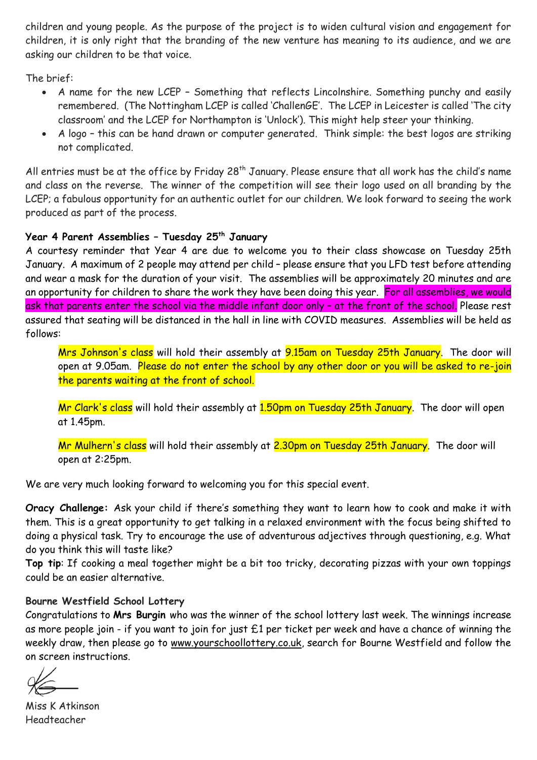children and young people. As the purpose of the project is to widen cultural vision and engagement for children, it is only right that the branding of the new venture has meaning to its audience, and we are asking our children to be that voice.

The brief:

- A name for the new LCEP – Something that reflects Lincolnshire. Something punchy and easily remembered. (The Nottingham LCEP is called 'ChallenGE'. The LCEP in Leicester is called 'The city classroom' and the LCEP for Northampton is 'Unlock'). This might help steer your thinking.
- A logo – this can be hand drawn or computer generated. Think simple: the best logos are striking not complicated.

All entries must be at the office by Friday 28th January. Please ensure that all work has the child's name and class on the reverse. The winner of the competition will see their logo used on all branding by the LCEP; a fabulous opportunity for an authentic outlet for our children. We look forward to seeing the work produced as part of the process.

**Year 4 Parent Assemblies – Tuesday 25th January**

A courtesy reminder that Year 4 are due to welcome you to their class showcase on Tuesday 25th January. A maximum of 2 people may attend per child – please ensure that you LFD test before attending and wear a mask for the duration of your visit. The assemblies will be approximately 20 minutes and are an opportunity for children to share the work they have been doing this year. For all assemblies, we would ask that parents enter the school via the middle infant door only – at the front of the school. Please rest assured that seating will be distanced in the hall in line with COVID measures. Assemblies will be held as follows:

Mrs Johnson's class will hold their assembly at 9.15am on Tuesday 25th January. The door will open at 9.05am. Please do not enter the school by any other door or you will be asked to re-join the parents waiting at the front of school.

Mr Clark's class will hold their assembly at 1.50pm on Tuesday 25th January. The door will open at 1.45pm.

Mr Mulhern's class will hold their assembly at 2.30pm on Tuesday 25th January. The door will open at 2:25pm.

We are very much looking forward to welcoming you for this special event.

**Oracy Challenge:** Ask your child if there's something they want to learn how to cook and make it with them. This is a great opportunity to get talking in a relaxed environment with the focus being shifted to doing a physical task. Try to encourage the use of adventurous adjectives through questioning, e.g. What do you think this will taste like?

**Top tip**: If cooking a meal together might be a bit too tricky, decorating pizzas with your own toppings could be an easier alternative.

**Bourne Westfield School Lottery**

Congratulations to **Mrs Burgin** who was the winner of the school lottery last week. The winnings increase as more people join - if you want to join for just £1 per ticket per week and have a chance of winning the weekly draw, then please go to www.yourschoollottery.co.uk, search for Bourne Westfield and follow the on screen instructions.

Miss K Atkinson
Headteacher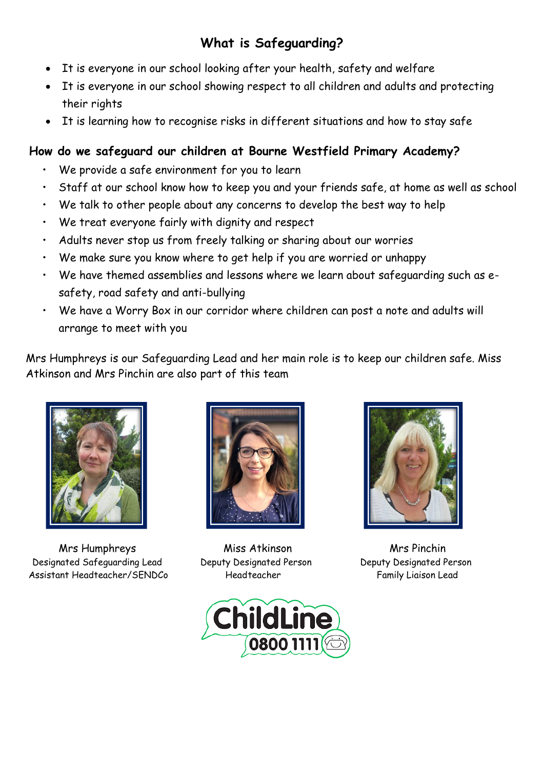## What is Safeguarding?

- It is everyone in our school looking after your health, safety and welfare
- It is everyone in our school showing respect to all children and adults and protecting their rights
- It is learning how to recognise risks in different situations and how to stay safe

### How do we safeguard our children at Bourne Westfield Primary Academy?

- We provide a safe environment for you to learn
- Staff at our school know how to keep you and your friends safe, at home as well as school
- We talk to other people about any concerns to develop the best way to help
- We treat everyone fairly with dignity and respect
- Adults never stop us from freely talking or sharing about our worries
- We make sure you know where to get help if you are worried or unhappy
- We have themed assemblies and lessons where we learn about safeguarding such as e-safety, road safety and anti-bullying
- We have a Worry Box in our corridor where children can post a note and adults will arrange to meet with you

Mrs Humphreys is our Safeguarding Lead and her main role is to keep our children safe. Miss Atkinson and Mrs Pinchin are also part of this team

Mrs Humphreys
Designated Safeguarding Lead
Assistant Headteacher/SENDCo

Miss Atkinson
Deputy Designated Person
Headteacher

Mrs Pinchin
Deputy Designated Person
Family Liaison Lead

ChildLine
0800 1111